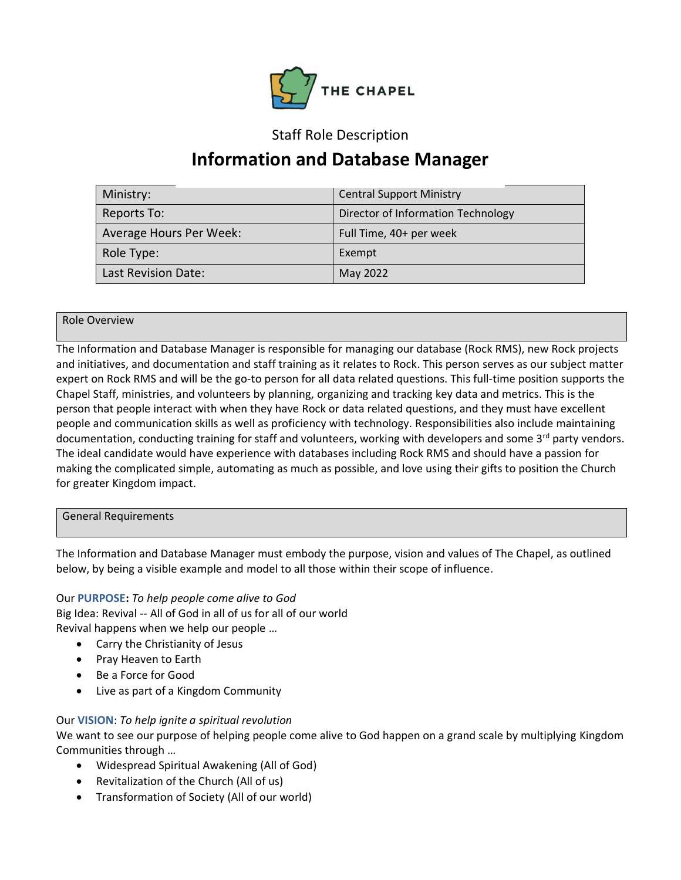THE CHAPEL

Staff Role Description

# Information and Database Manager

| Ministry: | Central Support Ministry |
|---|---|
| Reports To: | Director of Information Technology |
| Average Hours Per Week: | Full Time, 40+ per week |
| Role Type: | Exempt |
| Last Revision Date: | May 2022 |

## Role Overview

The Information and Database Manager is responsible for managing our database (Rock RMS), new Rock projects and initiatives, and documentation and staff training as it relates to Rock. This person serves as our subject matter expert on Rock RMS and will be the go-to person for all data related questions. This full-time position supports the Chapel Staff, ministries, and volunteers by planning, organizing and tracking key data and metrics. This is the person that people interact with when they have Rock or data related questions, and they must have excellent people and communication skills as well as proficiency with technology. Responsibilities also include maintaining documentation, conducting training for staff and volunteers, working with developers and some 3rd party vendors. The ideal candidate would have experience with databases including Rock RMS and should have a passion for making the complicated simple, automating as much as possible, and love using their gifts to position the Church for greater Kingdom impact.

## General Requirements

The Information and Database Manager must embody the purpose, vision and values of The Chapel, as outlined below, by being a visible example and model to all those within their scope of influence.

Our **PURPOSE:** *To help people come alive to God*
Big Idea: Revival -- All of God in all of us for all of our world
Revival happens when we help our people …

- Carry the Christianity of Jesus
- Pray Heaven to Earth
- Be a Force for Good
- Live as part of a Kingdom Community

Our **VISION**: *To help ignite a spiritual revolution*
We want to see our purpose of helping people come alive to God happen on a grand scale by multiplying Kingdom Communities through …

- Widespread Spiritual Awakening (All of God)
- Revitalization of the Church (All of us)
- Transformation of Society (All of our world)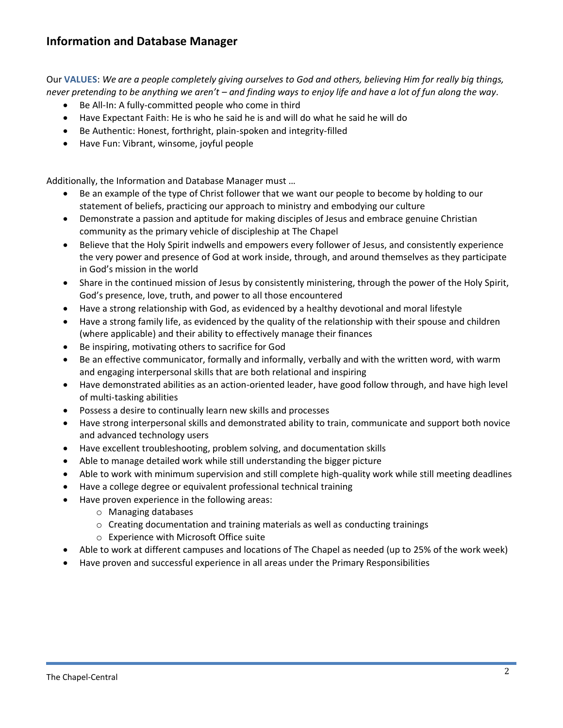## Information and Database Manager

Our **VALUES**: *We are a people completely giving ourselves to God and others, believing Him for really big things, never pretending to be anything we aren't – and finding ways to enjoy life and have a lot of fun along the way.*

- Be All-In: A fully-committed people who come in third
- Have Expectant Faith: He is who he said he is and will do what he said he will do
- Be Authentic: Honest, forthright, plain-spoken and integrity-filled
- Have Fun: Vibrant, winsome, joyful people

Additionally, the Information and Database Manager must …

- Be an example of the type of Christ follower that we want our people to become by holding to our statement of beliefs, practicing our approach to ministry and embodying our culture
- Demonstrate a passion and aptitude for making disciples of Jesus and embrace genuine Christian community as the primary vehicle of discipleship at The Chapel
- Believe that the Holy Spirit indwells and empowers every follower of Jesus, and consistently experience the very power and presence of God at work inside, through, and around themselves as they participate in God's mission in the world
- Share in the continued mission of Jesus by consistently ministering, through the power of the Holy Spirit, God's presence, love, truth, and power to all those encountered
- Have a strong relationship with God, as evidenced by a healthy devotional and moral lifestyle
- Have a strong family life, as evidenced by the quality of the relationship with their spouse and children (where applicable) and their ability to effectively manage their finances
- Be inspiring, motivating others to sacrifice for God
- Be an effective communicator, formally and informally, verbally and with the written word, with warm and engaging interpersonal skills that are both relational and inspiring
- Have demonstrated abilities as an action-oriented leader, have good follow through, and have high level of multi-tasking abilities
- Possess a desire to continually learn new skills and processes
- Have strong interpersonal skills and demonstrated ability to train, communicate and support both novice and advanced technology users
- Have excellent troubleshooting, problem solving, and documentation skills
- Able to manage detailed work while still understanding the bigger picture
- Able to work with minimum supervision and still complete high-quality work while still meeting deadlines
- Have a college degree or equivalent professional technical training
- Have proven experience in the following areas:
  - Managing databases
  - Creating documentation and training materials as well as conducting trainings
  - Experience with Microsoft Office suite
- Able to work at different campuses and locations of The Chapel as needed (up to 25% of the work week)
- Have proven and successful experience in all areas under the Primary Responsibilities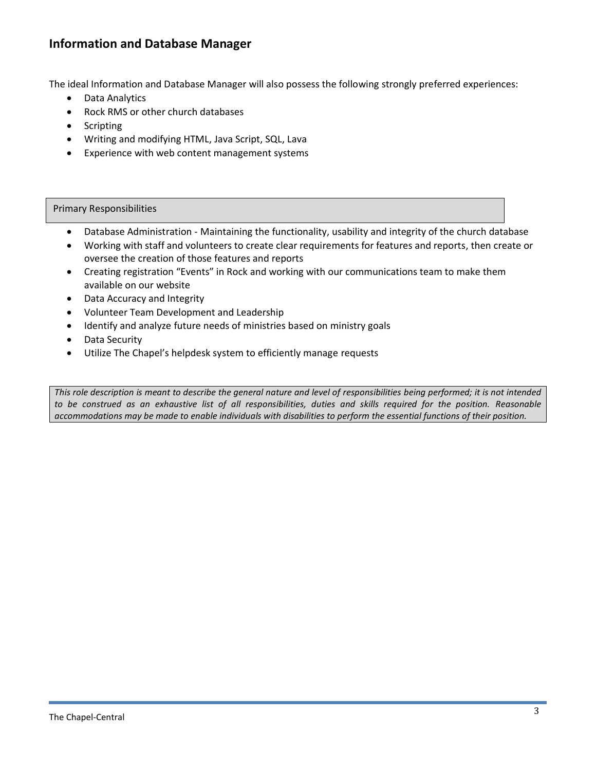## Information and Database Manager

The ideal Information and Database Manager will also possess the following strongly preferred experiences:

- Data Analytics
- Rock RMS or other church databases
- Scripting
- Writing and modifying HTML, Java Script, SQL, Lava
- Experience with web content management systems

Primary Responsibilities

- Database Administration - Maintaining the functionality, usability and integrity of the church database
- Working with staff and volunteers to create clear requirements for features and reports, then create or oversee the creation of those features and reports
- Creating registration "Events" in Rock and working with our communications team to make them available on our website
- Data Accuracy and Integrity
- Volunteer Team Development and Leadership
- Identify and analyze future needs of ministries based on ministry goals
- Data Security
- Utilize The Chapel's helpdesk system to efficiently manage requests

*This role description is meant to describe the general nature and level of responsibilities being performed; it is not intended to be construed as an exhaustive list of all responsibilities, duties and skills required for the position. Reasonable accommodations may be made to enable individuals with disabilities to perform the essential functions of their position.*